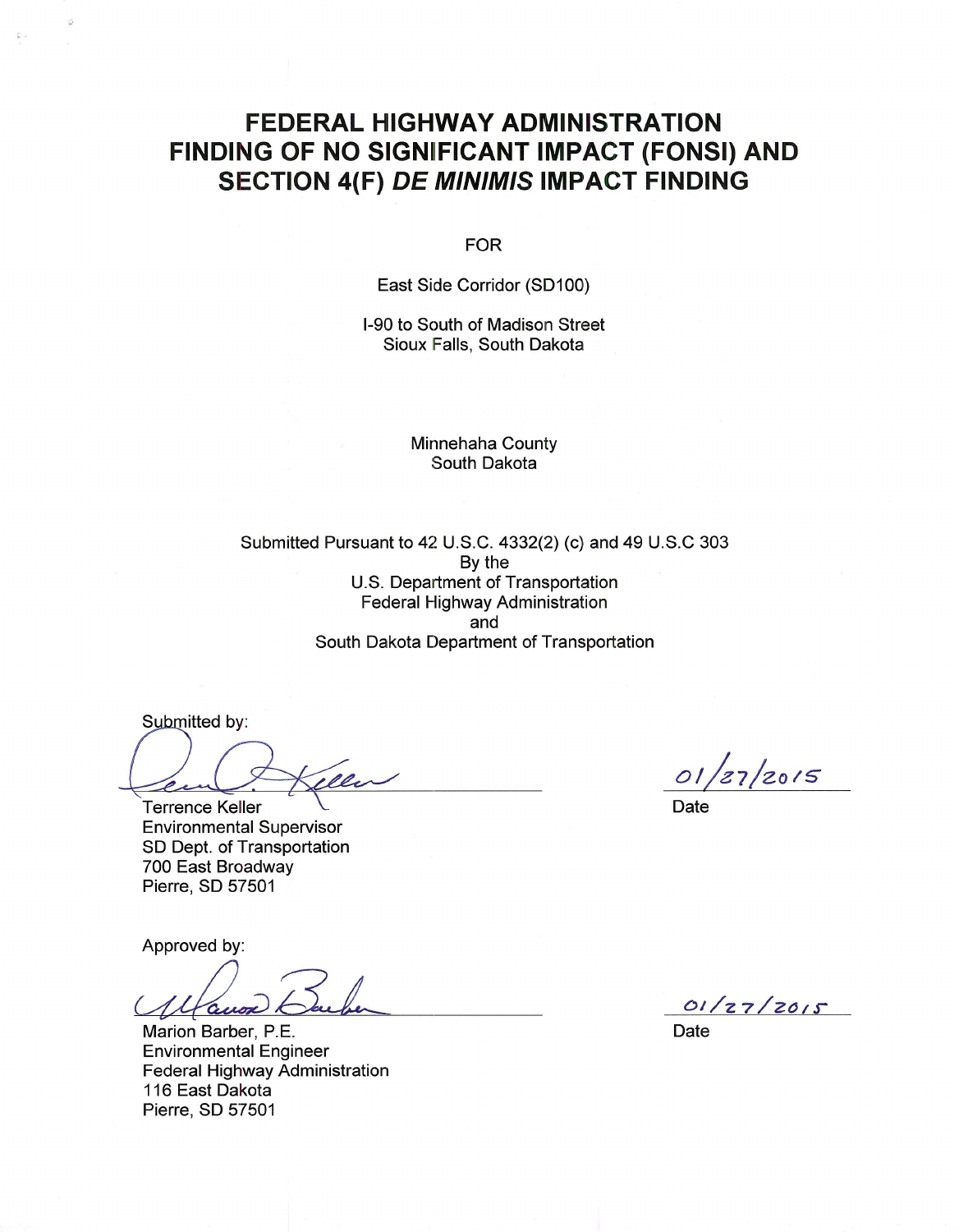# FEDERAL HIGHWAY ADMINISTRATION FINDING OF NO SIGNIFICANT IMPACT (FONSI) AND SECTION 4(F) *DE MINIMIS* IMPACT FINDING

FOR

East Side Corridor (SD100)

I-90 to South of Madison Street
Sioux Falls, South Dakota

Minnehaha County
South Dakota

Submitted Pursuant to 42 U.S.C. 4332(2) (c) and 49 U.S.C 303
By the
U.S. Department of Transportation
Federal Highway Administration
and
South Dakota Department of Transportation

Submitted by:

Terrence Keller
Environmental Supervisor
SD Dept. of Transportation
700 East Broadway
Pierre, SD 57501

01/27/2015
Date

Approved by:

Marion Barber, P.E.
Environmental Engineer
Federal Highway Administration
116 East Dakota
Pierre, SD 57501

01/27/2015
Date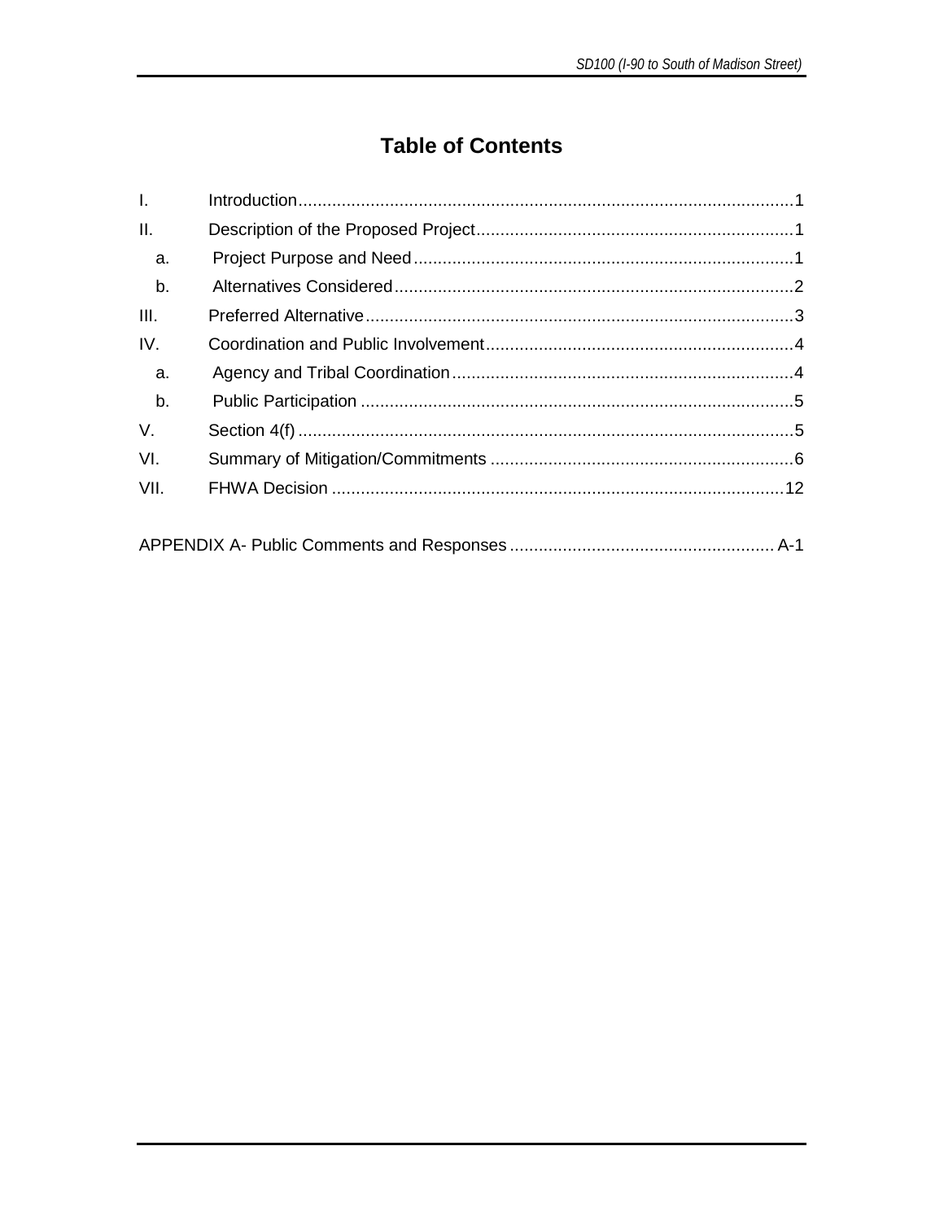# Table of Contents

| | | |
|---|---|---|
| I. | Introduction | 1 |
| II. | Description of the Proposed Project | 1 |
| a. | Project Purpose and Need | 1 |
| b. | Alternatives Considered | 2 |
| III. | Preferred Alternative | 3 |
| IV. | Coordination and Public Involvement | 4 |
| a. | Agency and Tribal Coordination | 4 |
| b. | Public Participation | 5 |
| V. | Section 4(f) | 5 |
| VI. | Summary of Mitigation/Commitments | 6 |
| VII. | FHWA Decision | 12 |
| | APPENDIX A- Public Comments and Responses | A-1 |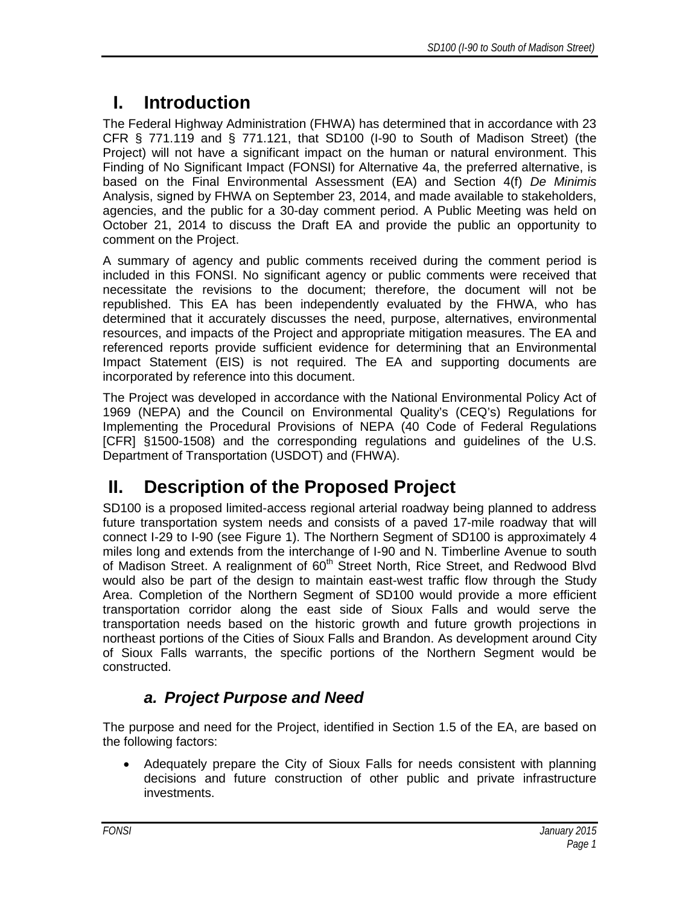# I. Introduction

The Federal Highway Administration (FHWA) has determined that in accordance with 23 CFR § 771.119 and § 771.121, that SD100 (I-90 to South of Madison Street) (the Project) will not have a significant impact on the human or natural environment. This Finding of No Significant Impact (FONSI) for Alternative 4a, the preferred alternative, is based on the Final Environmental Assessment (EA) and Section 4(f) *De Minimis* Analysis, signed by FHWA on September 23, 2014, and made available to stakeholders, agencies, and the public for a 30-day comment period. A Public Meeting was held on October 21, 2014 to discuss the Draft EA and provide the public an opportunity to comment on the Project.

A summary of agency and public comments received during the comment period is included in this FONSI. No significant agency or public comments were received that necessitate the revisions to the document; therefore, the document will not be republished. This EA has been independently evaluated by the FHWA, who has determined that it accurately discusses the need, purpose, alternatives, environmental resources, and impacts of the Project and appropriate mitigation measures. The EA and referenced reports provide sufficient evidence for determining that an Environmental Impact Statement (EIS) is not required. The EA and supporting documents are incorporated by reference into this document.

The Project was developed in accordance with the National Environmental Policy Act of 1969 (NEPA) and the Council on Environmental Quality's (CEQ's) Regulations for Implementing the Procedural Provisions of NEPA (40 Code of Federal Regulations [CFR] §1500-1508) and the corresponding regulations and guidelines of the U.S. Department of Transportation (USDOT) and (FHWA).

# II. Description of the Proposed Project

SD100 is a proposed limited-access regional arterial roadway being planned to address future transportation system needs and consists of a paved 17-mile roadway that will connect I-29 to I-90 (see Figure 1). The Northern Segment of SD100 is approximately 4 miles long and extends from the interchange of I-90 and N. Timberline Avenue to south of Madison Street. A realignment of 60th Street North, Rice Street, and Redwood Blvd would also be part of the design to maintain east-west traffic flow through the Study Area. Completion of the Northern Segment of SD100 would provide a more efficient transportation corridor along the east side of Sioux Falls and would serve the transportation needs based on the historic growth and future growth projections in northeast portions of the Cities of Sioux Falls and Brandon. As development around City of Sioux Falls warrants, the specific portions of the Northern Segment would be constructed.

## *a. Project Purpose and Need*

The purpose and need for the Project, identified in Section 1.5 of the EA, are based on the following factors:

- Adequately prepare the City of Sioux Falls for needs consistent with planning decisions and future construction of other public and private infrastructure investments.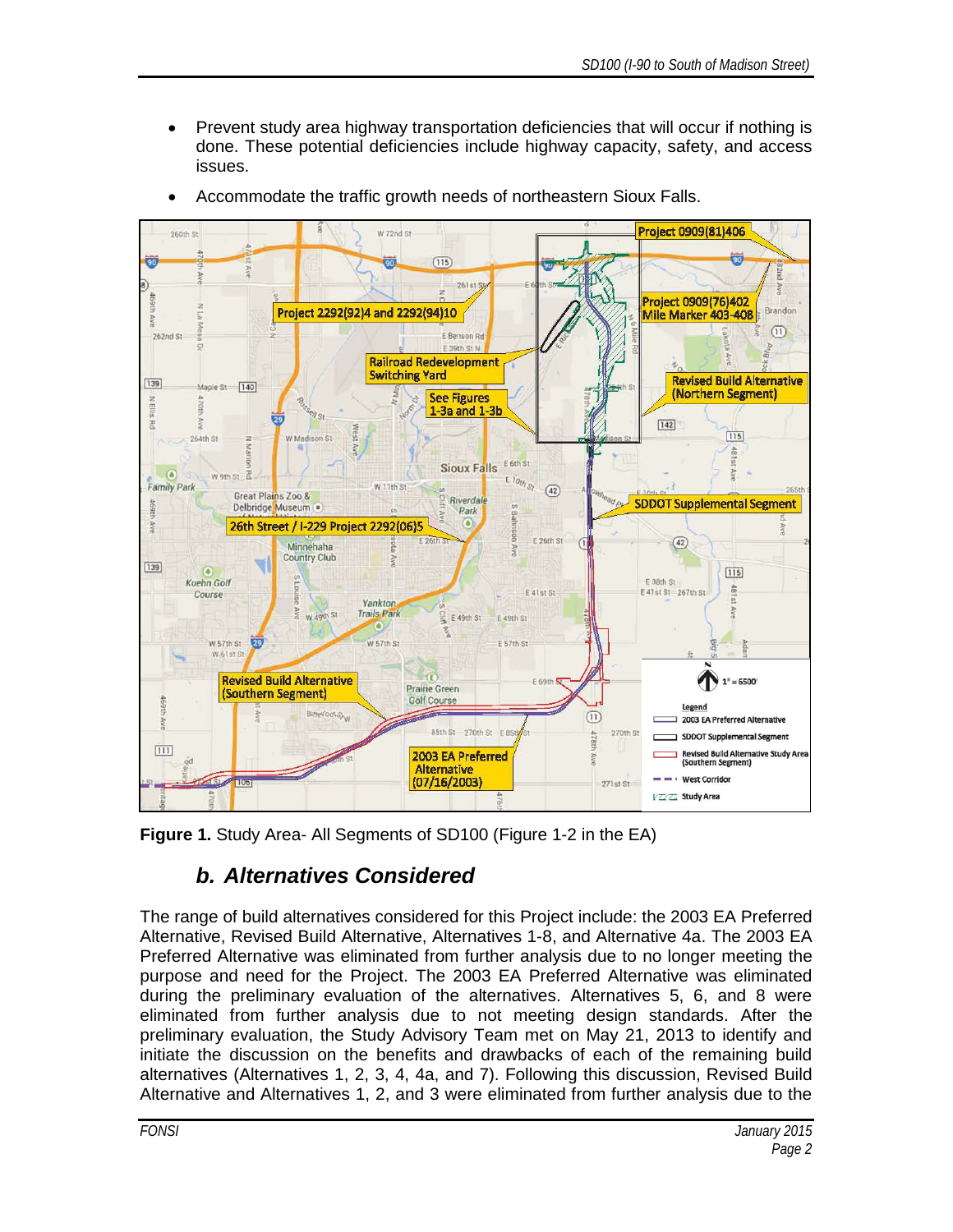- Prevent study area highway transportation deficiencies that will occur if nothing is done. These potential deficiencies include highway capacity, safety, and access issues.
- Accommodate the traffic growth needs of northeastern Sioux Falls.

**Figure 1.** Study Area- All Segments of SD100 (Figure 1-2 in the EA)

## *b. Alternatives Considered*

The range of build alternatives considered for this Project include: the 2003 EA Preferred Alternative, Revised Build Alternative, Alternatives 1-8, and Alternative 4a. The 2003 EA Preferred Alternative was eliminated from further analysis due to no longer meeting the purpose and need for the Project. The 2003 EA Preferred Alternative was eliminated during the preliminary evaluation of the alternatives. Alternatives 5, 6, and 8 were eliminated from further analysis due to not meeting design standards. After the preliminary evaluation, the Study Advisory Team met on May 21, 2013 to identify and initiate the discussion on the benefits and drawbacks of each of the remaining build alternatives (Alternatives 1, 2, 3, 4, 4a, and 7). Following this discussion, Revised Build Alternative and Alternatives 1, 2, and 3 were eliminated from further analysis due to the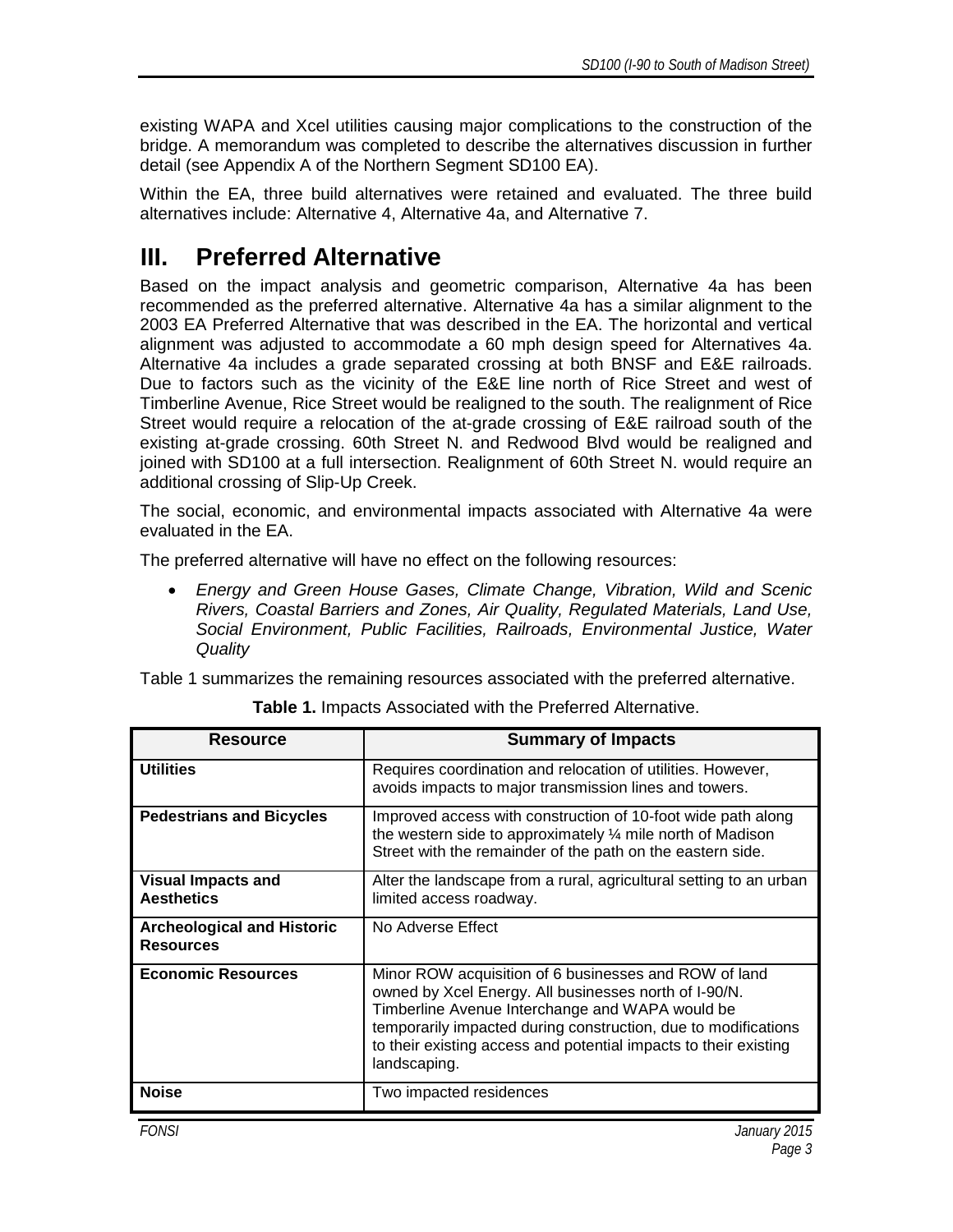existing WAPA and Xcel utilities causing major complications to the construction of the bridge. A memorandum was completed to describe the alternatives discussion in further detail (see Appendix A of the Northern Segment SD100 EA).

Within the EA, three build alternatives were retained and evaluated. The three build alternatives include: Alternative 4, Alternative 4a, and Alternative 7.

# III. Preferred Alternative

Based on the impact analysis and geometric comparison, Alternative 4a has been recommended as the preferred alternative. Alternative 4a has a similar alignment to the 2003 EA Preferred Alternative that was described in the EA. The horizontal and vertical alignment was adjusted to accommodate a 60 mph design speed for Alternatives 4a. Alternative 4a includes a grade separated crossing at both BNSF and E&E railroads. Due to factors such as the vicinity of the E&E line north of Rice Street and west of Timberline Avenue, Rice Street would be realigned to the south. The realignment of Rice Street would require a relocation of the at-grade crossing of E&E railroad south of the existing at-grade crossing. 60th Street N. and Redwood Blvd would be realigned and joined with SD100 at a full intersection. Realignment of 60th Street N. would require an additional crossing of Slip-Up Creek.

The social, economic, and environmental impacts associated with Alternative 4a were evaluated in the EA.

The preferred alternative will have no effect on the following resources:

- *Energy and Green House Gases, Climate Change, Vibration, Wild and Scenic Rivers, Coastal Barriers and Zones, Air Quality, Regulated Materials, Land Use, Social Environment, Public Facilities, Railroads, Environmental Justice, Water Quality*

Table 1 summarizes the remaining resources associated with the preferred alternative.

**Table 1.** Impacts Associated with the Preferred Alternative.

| Resource | Summary of Impacts |
|---|---|
| **Utilities** | Requires coordination and relocation of utilities. However, avoids impacts to major transmission lines and towers. |
| **Pedestrians and Bicycles** | Improved access with construction of 10-foot wide path along the western side to approximately ¼ mile north of Madison Street with the remainder of the path on the eastern side. |
| **Visual Impacts and Aesthetics** | Alter the landscape from a rural, agricultural setting to an urban limited access roadway. |
| **Archeological and Historic Resources** | No Adverse Effect |
| **Economic Resources** | Minor ROW acquisition of 6 businesses and ROW of land owned by Xcel Energy. All businesses north of I-90/N. Timberline Avenue Interchange and WAPA would be temporarily impacted during construction, due to modifications to their existing access and potential impacts to their existing landscaping. |
| **Noise** | Two impacted residences |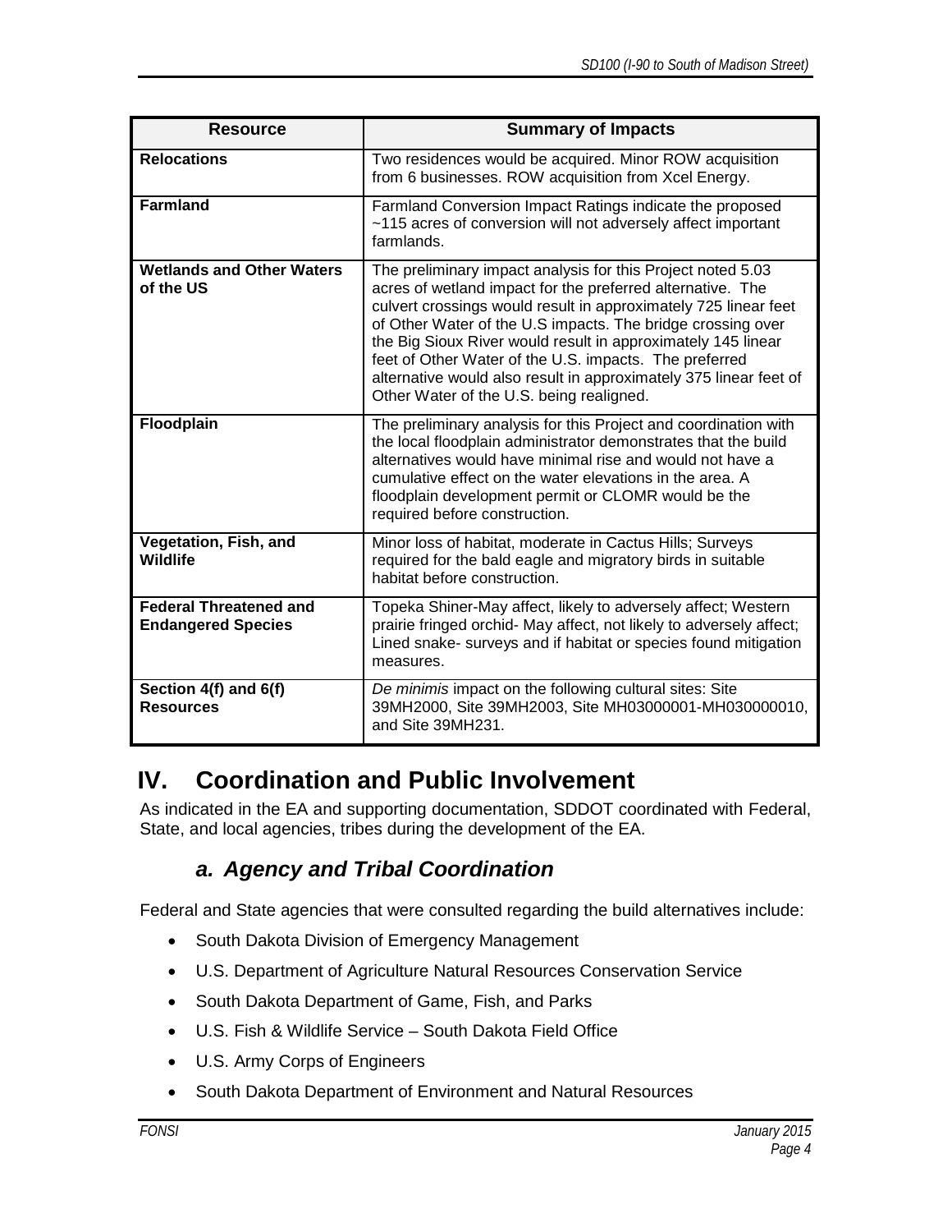| Resource | Summary of Impacts |
|---|---|
| **Relocations** | Two residences would be acquired. Minor ROW acquisition from 6 businesses. ROW acquisition from Xcel Energy. |
| **Farmland** | Farmland Conversion Impact Ratings indicate the proposed ~115 acres of conversion will not adversely affect important farmlands. |
| **Wetlands and Other Waters of the US** | The preliminary impact analysis for this Project noted 5.03 acres of wetland impact for the preferred alternative. The culvert crossings would result in approximately 725 linear feet of Other Water of the U.S impacts. The bridge crossing over the Big Sioux River would result in approximately 145 linear feet of Other Water of the U.S. impacts. The preferred alternative would also result in approximately 375 linear feet of Other Water of the U.S. being realigned. |
| **Floodplain** | The preliminary analysis for this Project and coordination with the local floodplain administrator demonstrates that the build alternatives would have minimal rise and would not have a cumulative effect on the water elevations in the area. A floodplain development permit or CLOMR would be the required before construction. |
| **Vegetation, Fish, and Wildlife** | Minor loss of habitat, moderate in Cactus Hills; Surveys required for the bald eagle and migratory birds in suitable habitat before construction. |
| **Federal Threatened and Endangered Species** | Topeka Shiner-May affect, likely to adversely affect; Western prairie fringed orchid- May affect, not likely to adversely affect; Lined snake- surveys and if habitat or species found mitigation measures. |
| **Section 4(f) and 6(f) Resources** | *De minimis* impact on the following cultural sites: Site 39MH2000, Site 39MH2003, Site MH03000001-MH030000010, and Site 39MH231. |

# IV. Coordination and Public Involvement

As indicated in the EA and supporting documentation, SDDOT coordinated with Federal, State, and local agencies, tribes during the development of the EA.

## *a. Agency and Tribal Coordination*

Federal and State agencies that were consulted regarding the build alternatives include:

- South Dakota Division of Emergency Management
- U.S. Department of Agriculture Natural Resources Conservation Service
- South Dakota Department of Game, Fish, and Parks
- U.S. Fish & Wildlife Service – South Dakota Field Office
- U.S. Army Corps of Engineers
- South Dakota Department of Environment and Natural Resources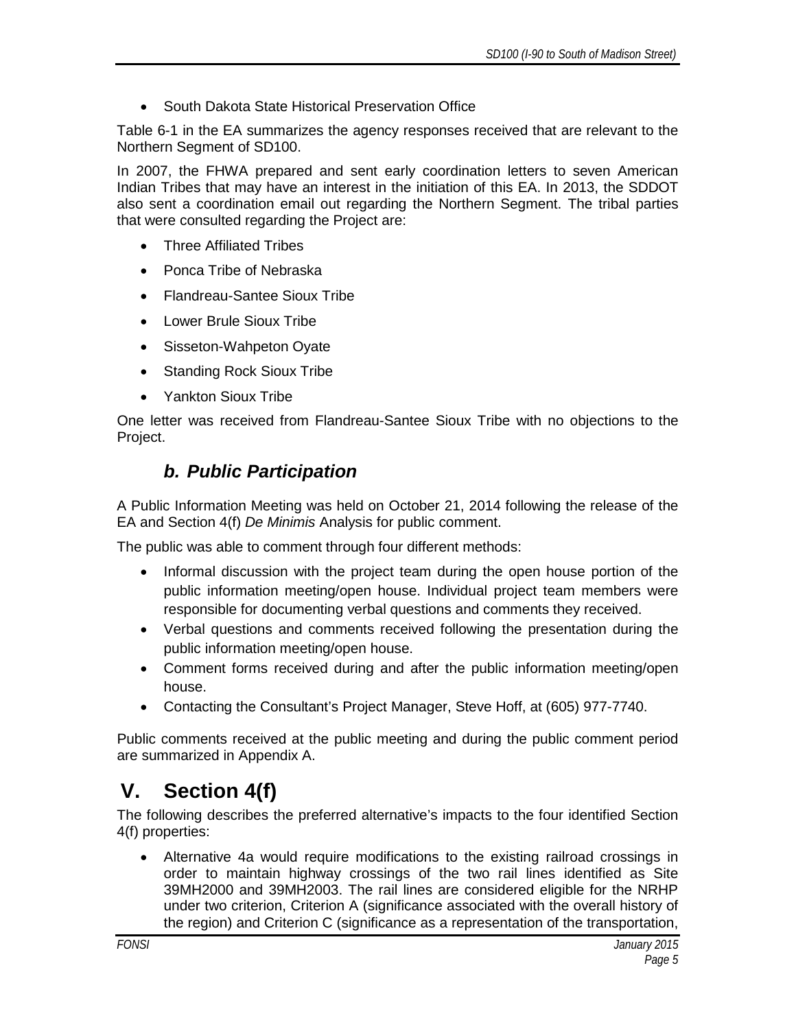- South Dakota State Historical Preservation Office

Table 6-1 in the EA summarizes the agency responses received that are relevant to the Northern Segment of SD100.

In 2007, the FHWA prepared and sent early coordination letters to seven American Indian Tribes that may have an interest in the initiation of this EA. In 2013, the SDDOT also sent a coordination email out regarding the Northern Segment. The tribal parties that were consulted regarding the Project are:

- Three Affiliated Tribes
- Ponca Tribe of Nebraska
- Flandreau-Santee Sioux Tribe
- Lower Brule Sioux Tribe
- Sisseton-Wahpeton Oyate
- Standing Rock Sioux Tribe
- Yankton Sioux Tribe

One letter was received from Flandreau-Santee Sioux Tribe with no objections to the Project.

### *b. Public Participation*

A Public Information Meeting was held on October 21, 2014 following the release of the EA and Section 4(f) *De Minimis* Analysis for public comment.

The public was able to comment through four different methods:

- Informal discussion with the project team during the open house portion of the public information meeting/open house. Individual project team members were responsible for documenting verbal questions and comments they received.
- Verbal questions and comments received following the presentation during the public information meeting/open house.
- Comment forms received during and after the public information meeting/open house.
- Contacting the Consultant's Project Manager, Steve Hoff, at (605) 977-7740.

Public comments received at the public meeting and during the public comment period are summarized in Appendix A.

## V. Section 4(f)

The following describes the preferred alternative's impacts to the four identified Section 4(f) properties:

- Alternative 4a would require modifications to the existing railroad crossings in order to maintain highway crossings of the two rail lines identified as Site 39MH2000 and 39MH2003. The rail lines are considered eligible for the NRHP under two criterion, Criterion A (significance associated with the overall history of the region) and Criterion C (significance as a representation of the transportation,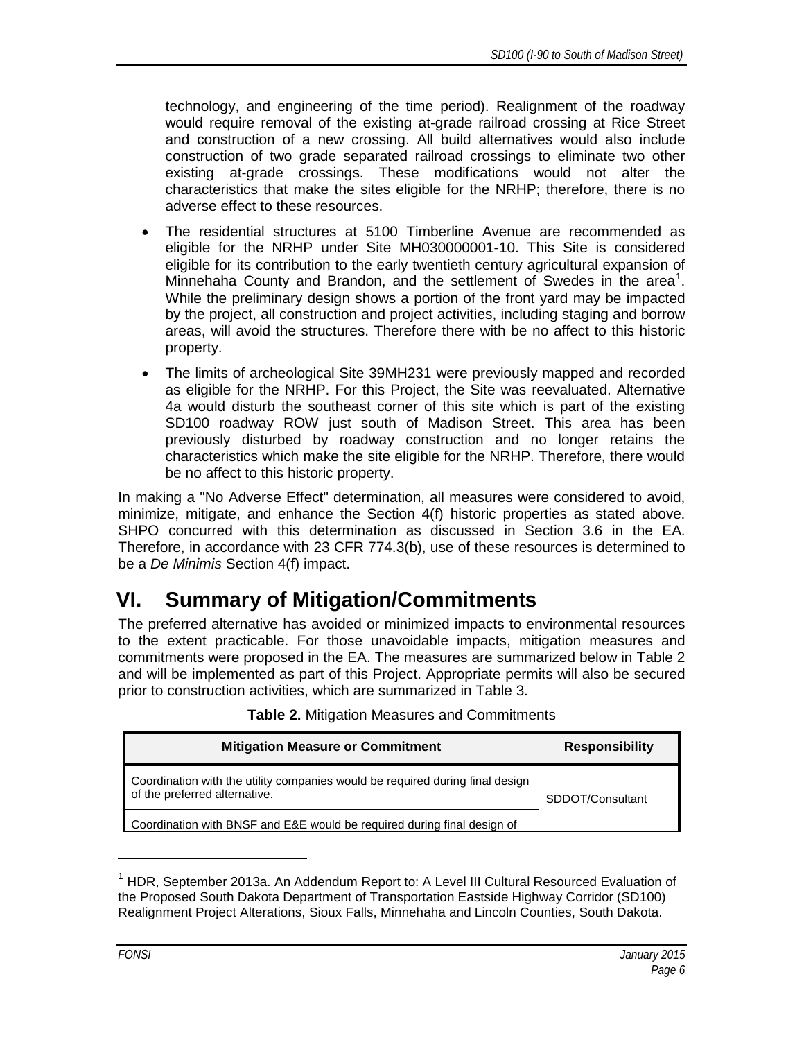technology, and engineering of the time period). Realignment of the roadway would require removal of the existing at-grade railroad crossing at Rice Street and construction of a new crossing. All build alternatives would also include construction of two grade separated railroad crossings to eliminate two other existing at-grade crossings. These modifications would not alter the characteristics that make the sites eligible for the NRHP; therefore, there is no adverse effect to these resources.

- The residential structures at 5100 Timberline Avenue are recommended as eligible for the NRHP under Site MH030000001-10. This Site is considered eligible for its contribution to the early twentieth century agricultural expansion of Minnehaha County and Brandon, and the settlement of Swedes in the area[1]. While the preliminary design shows a portion of the front yard may be impacted by the project, all construction and project activities, including staging and borrow areas, will avoid the structures. Therefore there with be no affect to this historic property.
- The limits of archeological Site 39MH231 were previously mapped and recorded as eligible for the NRHP. For this Project, the Site was reevaluated. Alternative 4a would disturb the southeast corner of this site which is part of the existing SD100 roadway ROW just south of Madison Street. This area has been previously disturbed by roadway construction and no longer retains the characteristics which make the site eligible for the NRHP. Therefore, there would be no affect to this historic property.

In making a "No Adverse Effect" determination, all measures were considered to avoid, minimize, mitigate, and enhance the Section 4(f) historic properties as stated above. SHPO concurred with this determination as discussed in Section 3.6 in the EA. Therefore, in accordance with 23 CFR 774.3(b), use of these resources is determined to be a *De Minimis* Section 4(f) impact.

# VI. Summary of Mitigation/Commitments

The preferred alternative has avoided or minimized impacts to environmental resources to the extent practicable. For those unavoidable impacts, mitigation measures and commitments were proposed in the EA. The measures are summarized below in Table 2 and will be implemented as part of this Project. Appropriate permits will also be secured prior to construction activities, which are summarized in Table 3.

**Table 2.** Mitigation Measures and Commitments

| Mitigation Measure or Commitment | Responsibility |
|---|---|
| Coordination with the utility companies would be required during final design of the preferred alternative. | SDDOT/Consultant |
| Coordination with BNSF and E&E would be required during final design of | |

[1] HDR, September 2013a. An Addendum Report to: A Level III Cultural Resourced Evaluation of the Proposed South Dakota Department of Transportation Eastside Highway Corridor (SD100) Realignment Project Alterations, Sioux Falls, Minnehaha and Lincoln Counties, South Dakota.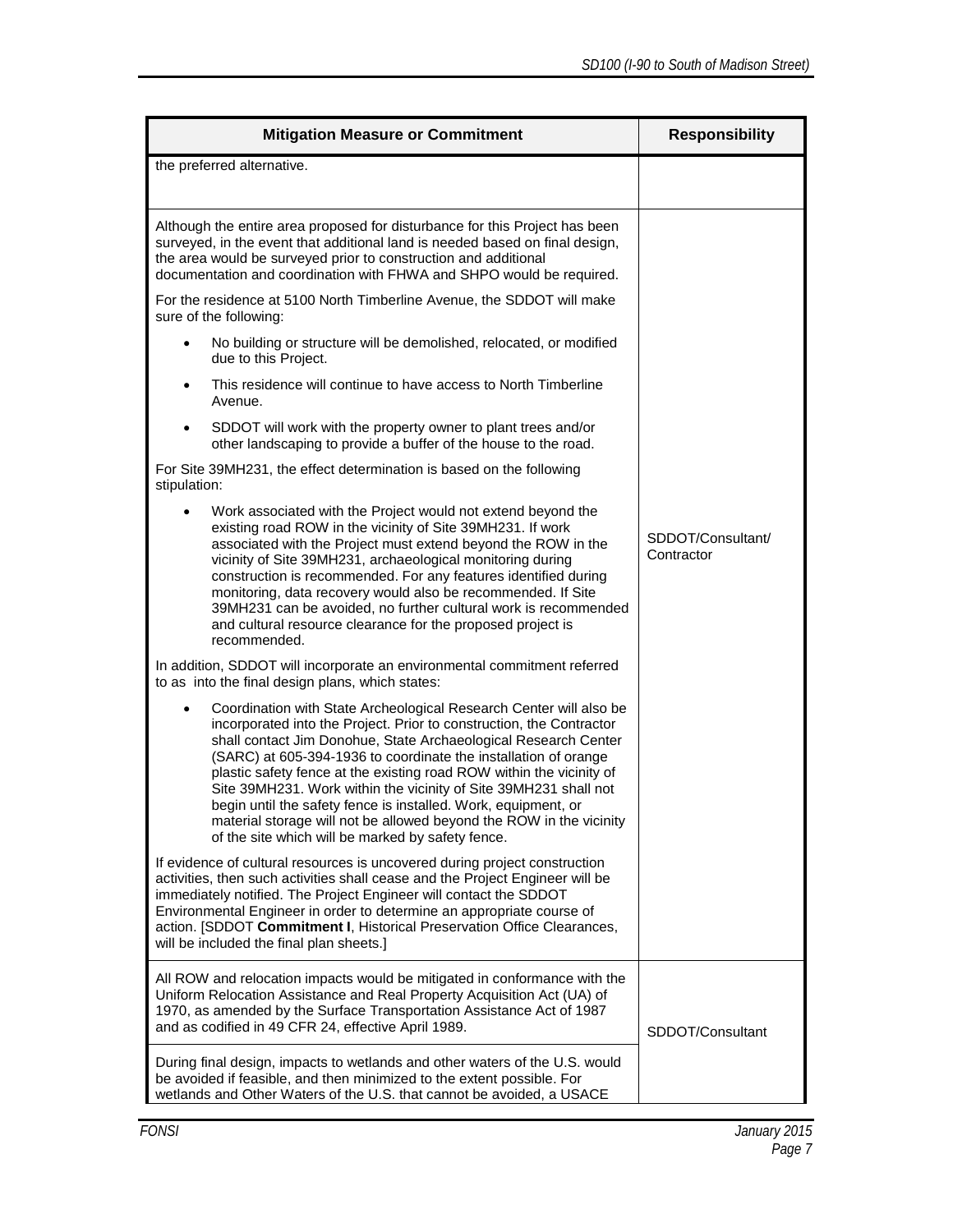| Mitigation Measure or Commitment | Responsibility |
|---|---|
| the preferred alternative. | |
| Although the entire area proposed for disturbance for this Project has been surveyed, in the event that additional land is needed based on final design, the area would be surveyed prior to construction and additional documentation and coordination with FHWA and SHPO would be required.<br><br>For the residence at 5100 North Timberline Avenue, the SDDOT will make sure of the following:<br>• No building or structure will be demolished, relocated, or modified due to this Project.<br>• This residence will continue to have access to North Timberline Avenue.<br>• SDDOT will work with the property owner to plant trees and/or other landscaping to provide a buffer of the house to the road.<br><br>For Site 39MH231, the effect determination is based on the following stipulation:<br>• Work associated with the Project would not extend beyond the existing road ROW in the vicinity of Site 39MH231. If work associated with the Project must extend beyond the ROW in the vicinity of Site 39MH231, archaeological monitoring during construction is recommended. For any features identified during monitoring, data recovery would also be recommended. If Site 39MH231 can be avoided, no further cultural work is recommended and cultural resource clearance for the proposed project is recommended.<br><br>In addition, SDDOT will incorporate an environmental commitment referred to as into the final design plans, which states:<br>• Coordination with State Archeological Research Center will also be incorporated into the Project. Prior to construction, the Contractor shall contact Jim Donohue, State Archaeological Research Center (SARC) at 605-394-1936 to coordinate the installation of orange plastic safety fence at the existing road ROW within the vicinity of Site 39MH231. Work within the vicinity of Site 39MH231 shall not begin until the safety fence is installed. Work, equipment, or material storage will not be allowed beyond the ROW in the vicinity of the site which will be marked by safety fence.<br><br>If evidence of cultural resources is uncovered during project construction activities, then such activities shall cease and the Project Engineer will be immediately notified. The Project Engineer will contact the SDDOT Environmental Engineer in order to determine an appropriate course of action. [SDDOT **Commitment I**, Historical Preservation Office Clearances, will be included the final plan sheets.] | SDDOT/Consultant/ Contractor |
| All ROW and relocation impacts would be mitigated in conformance with the Uniform Relocation Assistance and Real Property Acquisition Act (UA) of 1970, as amended by the Surface Transportation Assistance Act of 1987 and as codified in 49 CFR 24, effective April 1989. | SDDOT/Consultant |
| During final design, impacts to wetlands and other waters of the U.S. would be avoided if feasible, and then minimized to the extent possible. For wetlands and Other Waters of the U.S. that cannot be avoided, a USACE | |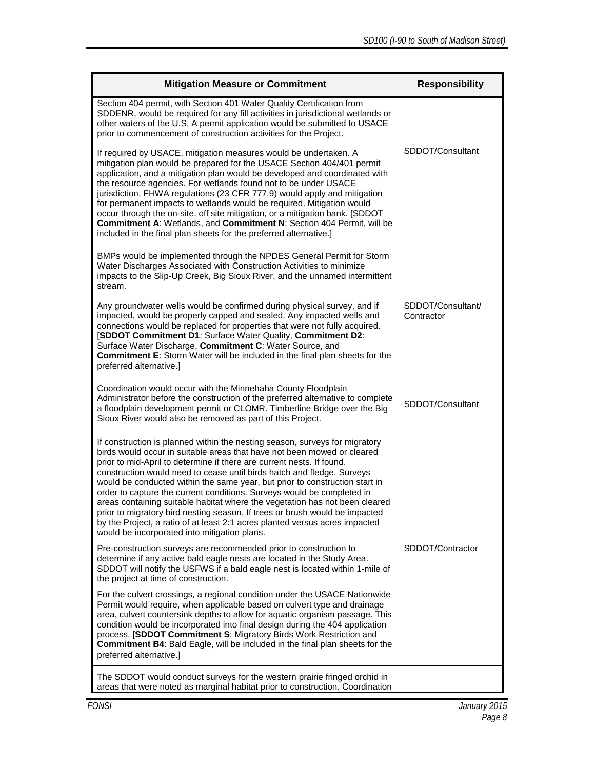| Mitigation Measure or Commitment | Responsibility |
|---|---|
| Section 404 permit, with Section 401 Water Quality Certification from SDDENR, would be required for any fill activities in jurisdictional wetlands or other waters of the U.S. A permit application would be submitted to USACE prior to commencement of construction activities for the Project.<br><br>If required by USACE, mitigation measures would be undertaken. A mitigation plan would be prepared for the USACE Section 404/401 permit application, and a mitigation plan would be developed and coordinated with the resource agencies. For wetlands found not to be under USACE jurisdiction, FHWA regulations (23 CFR 777.9) would apply and mitigation for permanent impacts to wetlands would be required. Mitigation would occur through the on-site, off site mitigation, or a mitigation bank. [SDDOT **Commitment A**: Wetlands, and **Commitment N**: Section 404 Permit, will be included in the final plan sheets for the preferred alternative.] | SDDOT/Consultant |
| BMPs would be implemented through the NPDES General Permit for Storm Water Discharges Associated with Construction Activities to minimize impacts to the Slip-Up Creek, Big Sioux River, and the unnamed intermittent stream.<br><br>Any groundwater wells would be confirmed during physical survey, and if impacted, would be properly capped and sealed. Any impacted wells and connections would be replaced for properties that were not fully acquired. [**SDDOT Commitment D1**: Surface Water Quality, **Commitment D2**: Surface Water Discharge, **Commitment C**: Water Source, and **Commitment E**: Storm Water will be included in the final plan sheets for the preferred alternative.] | SDDOT/Consultant/ Contractor |
| Coordination would occur with the Minnehaha County Floodplain Administrator before the construction of the preferred alternative to complete a floodplain development permit or CLOMR. Timberline Bridge over the Big Sioux River would also be removed as part of this Project. | SDDOT/Consultant |
| If construction is planned within the nesting season, surveys for migratory birds would occur in suitable areas that have not been mowed or cleared prior to mid-April to determine if there are current nests. If found, construction would need to cease until birds hatch and fledge. Surveys would be conducted within the same year, but prior to construction start in order to capture the current conditions. Surveys would be completed in areas containing suitable habitat where the vegetation has not been cleared prior to migratory bird nesting season. If trees or brush would be impacted by the Project, a ratio of at least 2:1 acres planted versus acres impacted would be incorporated into mitigation plans.<br><br>Pre-construction surveys are recommended prior to construction to determine if any active bald eagle nests are located in the Study Area. SDDOT will notify the USFWS if a bald eagle nest is located within 1-mile of the project at time of construction.<br><br>For the culvert crossings, a regional condition under the USACE Nationwide Permit would require, when applicable based on culvert type and drainage area, culvert countersink depths to allow for aquatic organism passage. This condition would be incorporated into final design during the 404 application process. [**SDDOT Commitment S**: Migratory Birds Work Restriction and **Commitment B4**: Bald Eagle, will be included in the final plan sheets for the preferred alternative.] | SDDOT/Contractor |
| The SDDOT would conduct surveys for the western prairie fringed orchid in areas that were noted as marginal habitat prior to construction. Coordination | |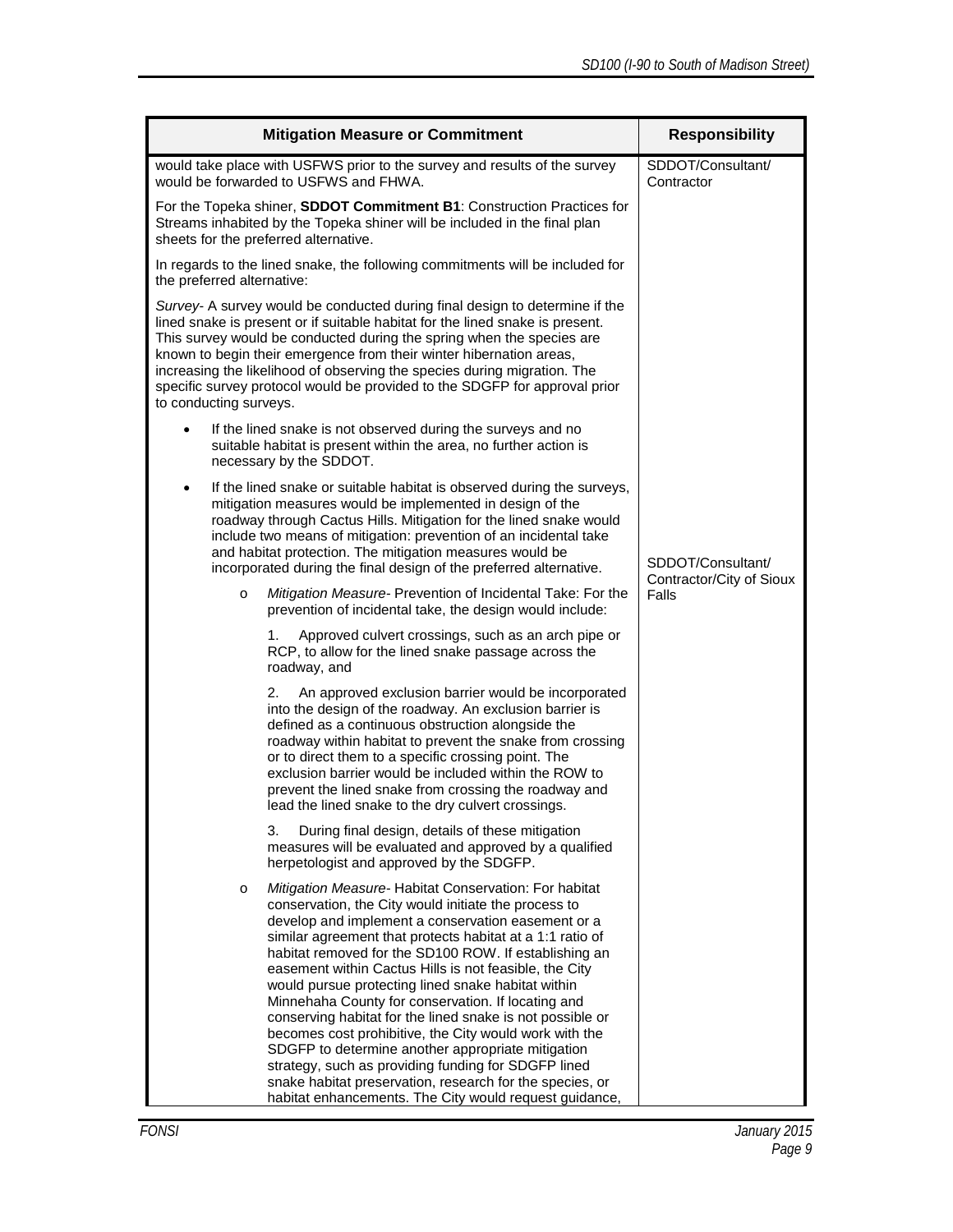| Mitigation Measure or Commitment | Responsibility |
|---|---|
| would take place with USFWS prior to the survey and results of the survey would be forwarded to USFWS and FHWA. | SDDOT/Consultant/ Contractor |
| For the Topeka shiner, **SDDOT Commitment B1**: Construction Practices for Streams inhabited by the Topeka shiner will be included in the final plan sheets for the preferred alternative.<br><br>In regards to the lined snake, the following commitments will be included for the preferred alternative:<br><br>*Survey*- A survey would be conducted during final design to determine if the lined snake is present or if suitable habitat for the lined snake is present. This survey would be conducted during the spring when the species are known to begin their emergence from their winter hibernation areas, increasing the likelihood of observing the species during migration. The specific survey protocol would be provided to the SDGFP for approval prior to conducting surveys.<br><br>• If the lined snake is not observed during the surveys and no suitable habitat is present within the area, no further action is necessary by the SDDOT.<br><br>• If the lined snake or suitable habitat is observed during the surveys, mitigation measures would be implemented in design of the roadway through Cactus Hills. Mitigation for the lined snake would include two means of mitigation: prevention of an incidental take and habitat protection. The mitigation measures would be incorporated during the final design of the preferred alternative.<br><br>o *Mitigation Measure*- Prevention of Incidental Take: For the prevention of incidental take, the design would include:<br><br>1. Approved culvert crossings, such as an arch pipe or RCP, to allow for the lined snake passage across the roadway, and<br><br>2. An approved exclusion barrier would be incorporated into the design of the roadway. An exclusion barrier is defined as a continuous obstruction alongside the roadway within habitat to prevent the snake from crossing or to direct them to a specific crossing point. The exclusion barrier would be included within the ROW to prevent the lined snake from crossing the roadway and lead the lined snake to the dry culvert crossings.<br><br>3. During final design, details of these mitigation measures will be evaluated and approved by a qualified herpetologist and approved by the SDGFP.<br><br>o *Mitigation Measure*- Habitat Conservation: For habitat conservation, the City would initiate the process to develop and implement a conservation easement or a similar agreement that protects habitat at a 1:1 ratio of habitat removed for the SD100 ROW. If establishing an easement within Cactus Hills is not feasible, the City would pursue protecting lined snake habitat within Minnehaha County for conservation. If locating and conserving habitat for the lined snake is not possible or becomes cost prohibitive, the City would work with the SDGFP to determine another appropriate mitigation strategy, such as providing funding for SDGFP lined snake habitat preservation, research for the species, or habitat enhancements. The City would request guidance, | SDDOT/Consultant/ Contractor/City of Sioux Falls |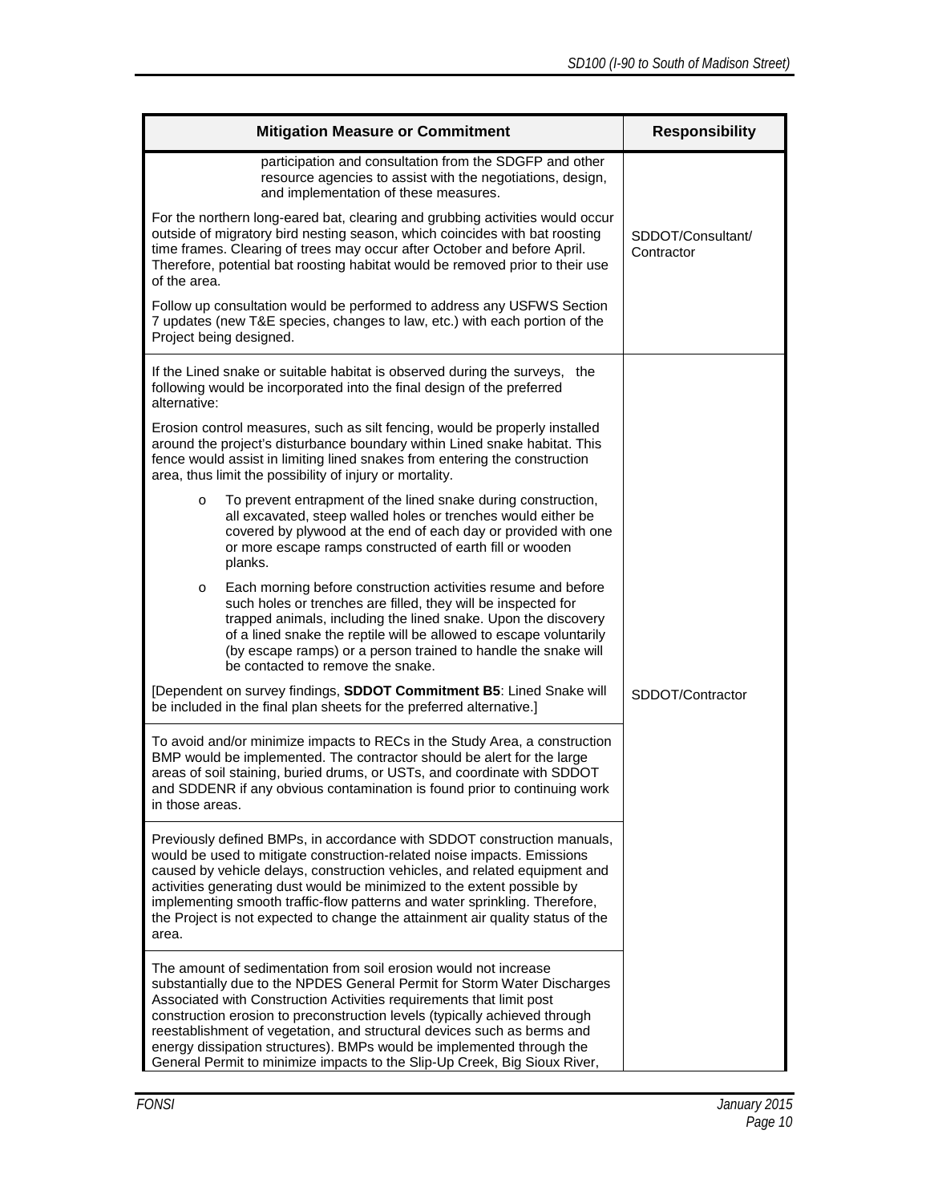| Mitigation Measure or Commitment | Responsibility |
|---|---|
| participation and consultation from the SDGFP and other resource agencies to assist with the negotiations, design, and implementation of these measures.<br><br>For the northern long-eared bat, clearing and grubbing activities would occur outside of migratory bird nesting season, which coincides with bat roosting time frames. Clearing of trees may occur after October and before April. Therefore, potential bat roosting habitat would be removed prior to their use of the area.<br><br>Follow up consultation would be performed to address any USFWS Section 7 updates (new T&E species, changes to law, etc.) with each portion of the Project being designed. | SDDOT/Consultant/ Contractor |
| If the Lined snake or suitable habitat is observed during the surveys, the following would be incorporated into the final design of the preferred alternative:<br><br>Erosion control measures, such as silt fencing, would be properly installed around the project's disturbance boundary within Lined snake habitat. This fence would assist in limiting lined snakes from entering the construction area, thus limit the possibility of injury or mortality.<br><br>o To prevent entrapment of the lined snake during construction, all excavated, steep walled holes or trenches would either be covered by plywood at the end of each day or provided with one or more escape ramps constructed of earth fill or wooden planks.<br><br>o Each morning before construction activities resume and before such holes or trenches are filled, they will be inspected for trapped animals, including the lined snake. Upon the discovery of a lined snake the reptile will be allowed to escape voluntarily (by escape ramps) or a person trained to handle the snake will be contacted to remove the snake.<br><br>[Dependent on survey findings, **SDDOT Commitment B5**: Lined Snake will be included in the final plan sheets for the preferred alternative.] | SDDOT/Contractor |
| To avoid and/or minimize impacts to RECs in the Study Area, a construction BMP would be implemented. The contractor should be alert for the large areas of soil staining, buried drums, or USTs, and coordinate with SDDOT and SDDENR if any obvious contamination is found prior to continuing work in those areas. | |
| Previously defined BMPs, in accordance with SDDOT construction manuals, would be used to mitigate construction-related noise impacts. Emissions caused by vehicle delays, construction vehicles, and related equipment and activities generating dust would be minimized to the extent possible by implementing smooth traffic-flow patterns and water sprinkling. Therefore, the Project is not expected to change the attainment air quality status of the area. | |
| The amount of sedimentation from soil erosion would not increase substantially due to the NPDES General Permit for Storm Water Discharges Associated with Construction Activities requirements that limit post construction erosion to preconstruction levels (typically achieved through reestablishment of vegetation, and structural devices such as berms and energy dissipation structures). BMPs would be implemented through the General Permit to minimize impacts to the Slip-Up Creek, Big Sioux River, | |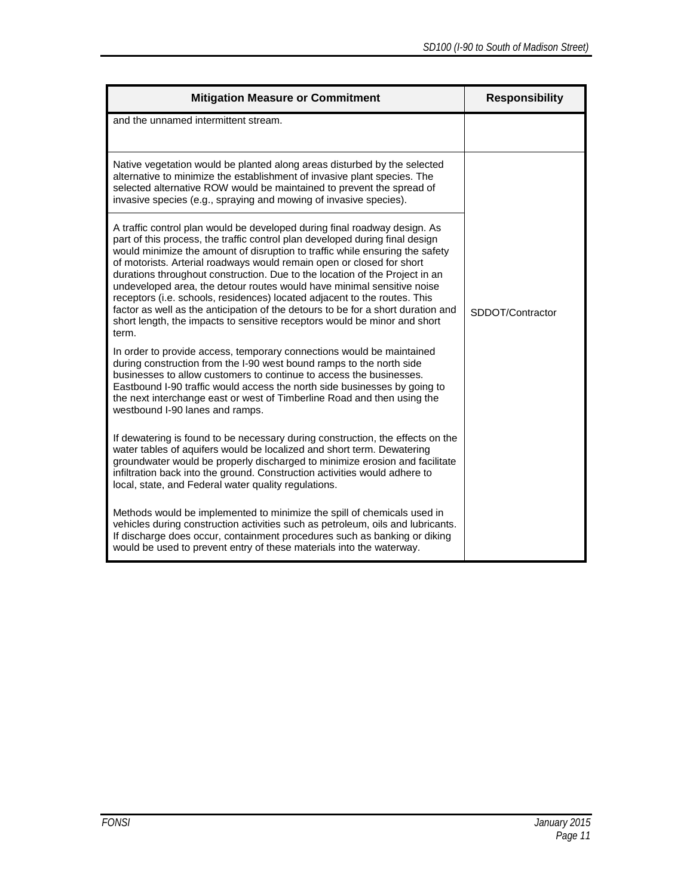| Mitigation Measure or Commitment | Responsibility |
|---|---|
| and the unnamed intermittent stream. | |
| Native vegetation would be planted along areas disturbed by the selected alternative to minimize the establishment of invasive plant species. The selected alternative ROW would be maintained to prevent the spread of invasive species (e.g., spraying and mowing of invasive species). | SDDOT/Contractor |
| A traffic control plan would be developed during final roadway design. As part of this process, the traffic control plan developed during final design would minimize the amount of disruption to traffic while ensuring the safety of motorists. Arterial roadways would remain open or closed for short durations throughout construction. Due to the location of the Project in an undeveloped area, the detour routes would have minimal sensitive noise receptors (i.e. schools, residences) located adjacent to the routes. This factor as well as the anticipation of the detours to be for a short duration and short length, the impacts to sensitive receptors would be minor and short term.<br><br>In order to provide access, temporary connections would be maintained during construction from the I-90 west bound ramps to the north side businesses to allow customers to continue to access the businesses. Eastbound I-90 traffic would access the north side businesses by going to the next interchange east or west of Timberline Road and then using the westbound I-90 lanes and ramps.<br><br>If dewatering is found to be necessary during construction, the effects on the water tables of aquifers would be localized and short term. Dewatering groundwater would be properly discharged to minimize erosion and facilitate infiltration back into the ground. Construction activities would adhere to local, state, and Federal water quality regulations.<br><br>Methods would be implemented to minimize the spill of chemicals used in vehicles during construction activities such as petroleum, oils and lubricants. If discharge does occur, containment procedures such as banking or diking would be used to prevent entry of these materials into the waterway. | |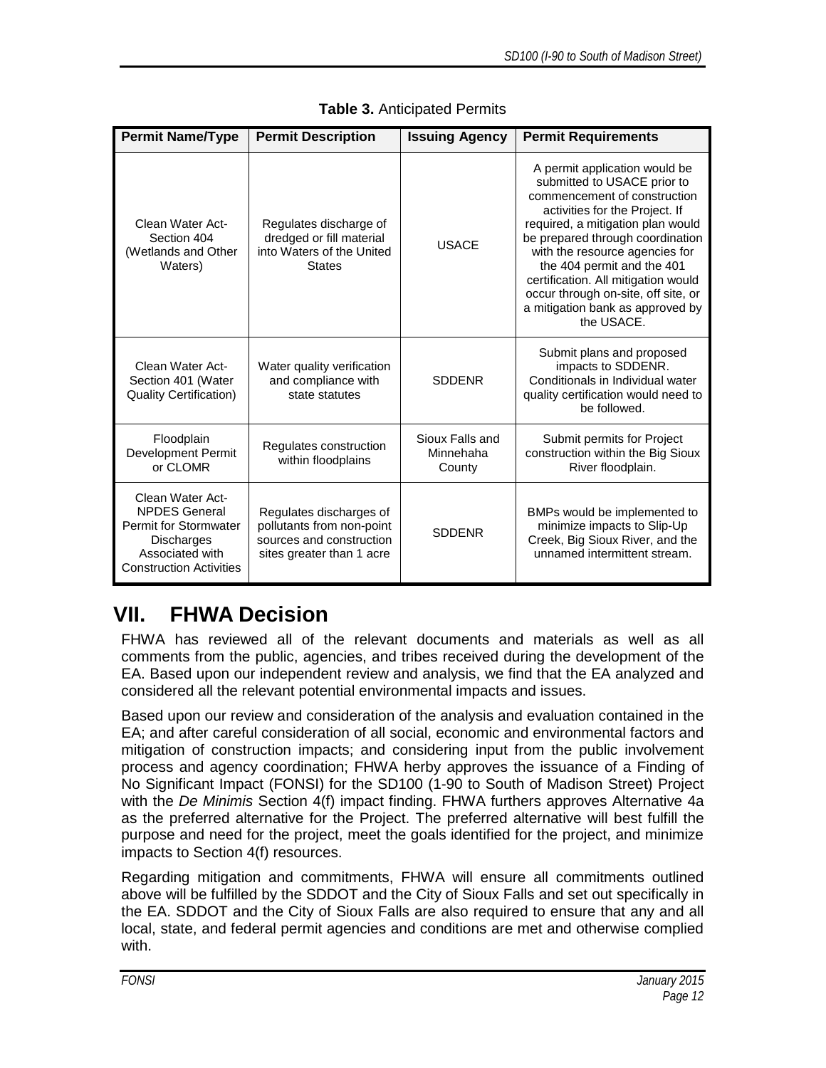**Table 3.** Anticipated Permits

| Permit Name/Type | Permit Description | Issuing Agency | Permit Requirements |
|---|---|---|---|
| Clean Water Act-Section 404 (Wetlands and Other Waters) | Regulates discharge of dredged or fill material into Waters of the United States | USACE | A permit application would be submitted to USACE prior to commencement of construction activities for the Project. If required, a mitigation plan would be prepared through coordination with the resource agencies for the 404 permit and the 401 certification. All mitigation would occur through on-site, off site, or a mitigation bank as approved by the USACE. |
| Clean Water Act-Section 401 (Water Quality Certification) | Water quality verification and compliance with state statutes | SDDENR | Submit plans and proposed impacts to SDDENR. Conditionals in Individual water quality certification would need to be followed. |
| Floodplain Development Permit or CLOMR | Regulates construction within floodplains | Sioux Falls and Minnehaha County | Submit permits for Project construction within the Big Sioux River floodplain. |
| Clean Water Act-NPDES General Permit for Stormwater Discharges Associated with Construction Activities | Regulates discharges of pollutants from non-point sources and construction sites greater than 1 acre | SDDENR | BMPs would be implemented to minimize impacts to Slip-Up Creek, Big Sioux River, and the unnamed intermittent stream. |

# VII. FHWA Decision

FHWA has reviewed all of the relevant documents and materials as well as all comments from the public, agencies, and tribes received during the development of the EA. Based upon our independent review and analysis, we find that the EA analyzed and considered all the relevant potential environmental impacts and issues.

Based upon our review and consideration of the analysis and evaluation contained in the EA; and after careful consideration of all social, economic and environmental factors and mitigation of construction impacts; and considering input from the public involvement process and agency coordination; FHWA herby approves the issuance of a Finding of No Significant Impact (FONSI) for the SD100 (1-90 to South of Madison Street) Project with the *De Minimis* Section 4(f) impact finding. FHWA furthers approves Alternative 4a as the preferred alternative for the Project. The preferred alternative will best fulfill the purpose and need for the project, meet the goals identified for the project, and minimize impacts to Section 4(f) resources.

Regarding mitigation and commitments, FHWA will ensure all commitments outlined above will be fulfilled by the SDDOT and the City of Sioux Falls and set out specifically in the EA. SDDOT and the City of Sioux Falls are also required to ensure that any and all local, state, and federal permit agencies and conditions are met and otherwise complied with.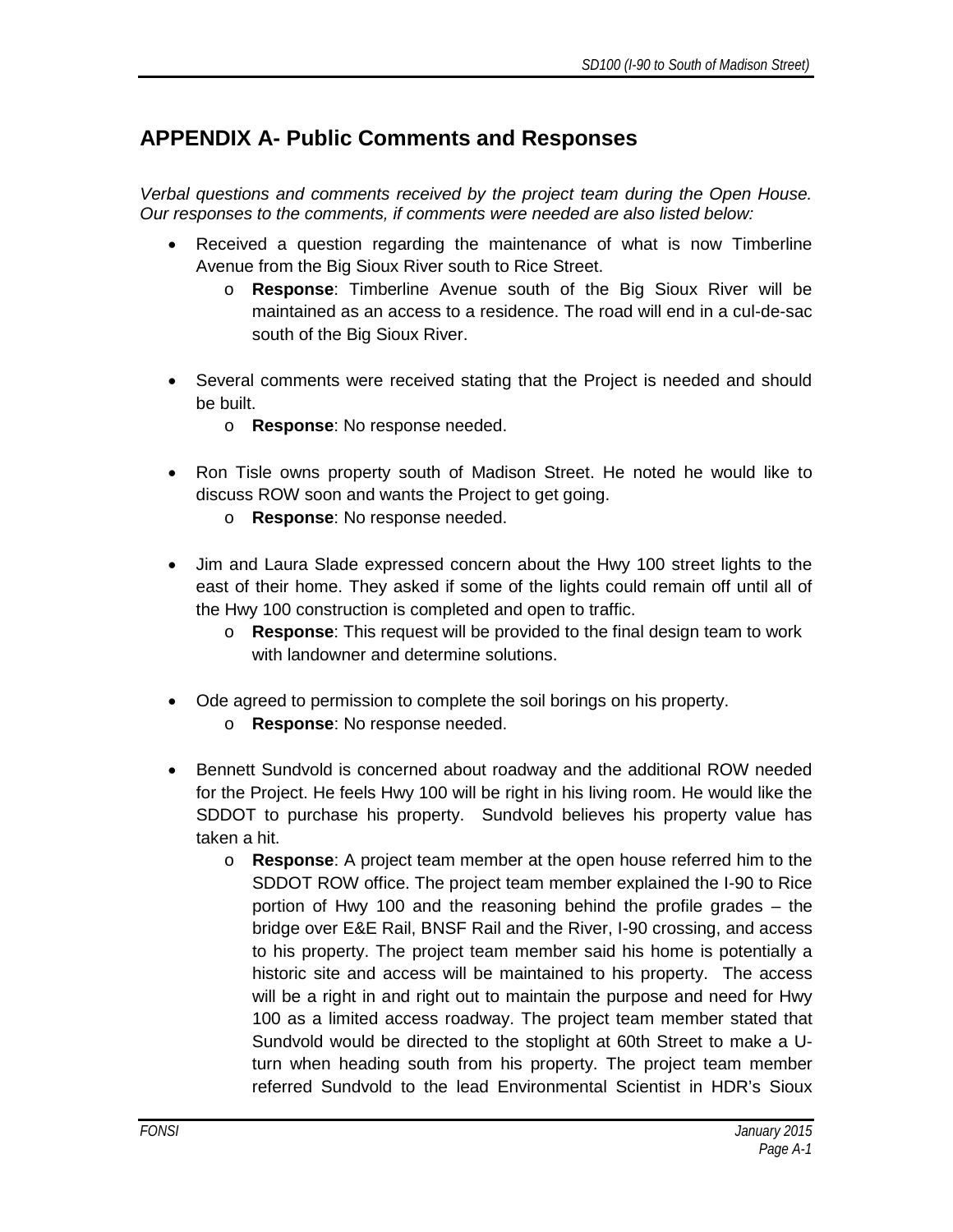## APPENDIX A- Public Comments and Responses

*Verbal questions and comments received by the project team during the Open House. Our responses to the comments, if comments were needed are also listed below:*

- Received a question regarding the maintenance of what is now Timberline Avenue from the Big Sioux River south to Rice Street.
  - **Response**: Timberline Avenue south of the Big Sioux River will be maintained as an access to a residence. The road will end in a cul-de-sac south of the Big Sioux River.

- Several comments were received stating that the Project is needed and should be built.
  - **Response**: No response needed.

- Ron Tisle owns property south of Madison Street. He noted he would like to discuss ROW soon and wants the Project to get going.
  - **Response**: No response needed.

- Jim and Laura Slade expressed concern about the Hwy 100 street lights to the east of their home. They asked if some of the lights could remain off until all of the Hwy 100 construction is completed and open to traffic.
  - **Response**: This request will be provided to the final design team to work with landowner and determine solutions.

- Ode agreed to permission to complete the soil borings on his property.
  - **Response**: No response needed.

- Bennett Sundvold is concerned about roadway and the additional ROW needed for the Project. He feels Hwy 100 will be right in his living room. He would like the SDDOT to purchase his property. Sundvold believes his property value has taken a hit.
  - **Response**: A project team member at the open house referred him to the SDDOT ROW office. The project team member explained the I-90 to Rice portion of Hwy 100 and the reasoning behind the profile grades – the bridge over E&E Rail, BNSF Rail and the River, I-90 crossing, and access to his property. The project team member said his home is potentially a historic site and access will be maintained to his property. The access will be a right in and right out to maintain the purpose and need for Hwy 100 as a limited access roadway. The project team member stated that Sundvold would be directed to the stoplight at 60th Street to make a U-turn when heading south from his property. The project team member referred Sundvold to the lead Environmental Scientist in HDR's Sioux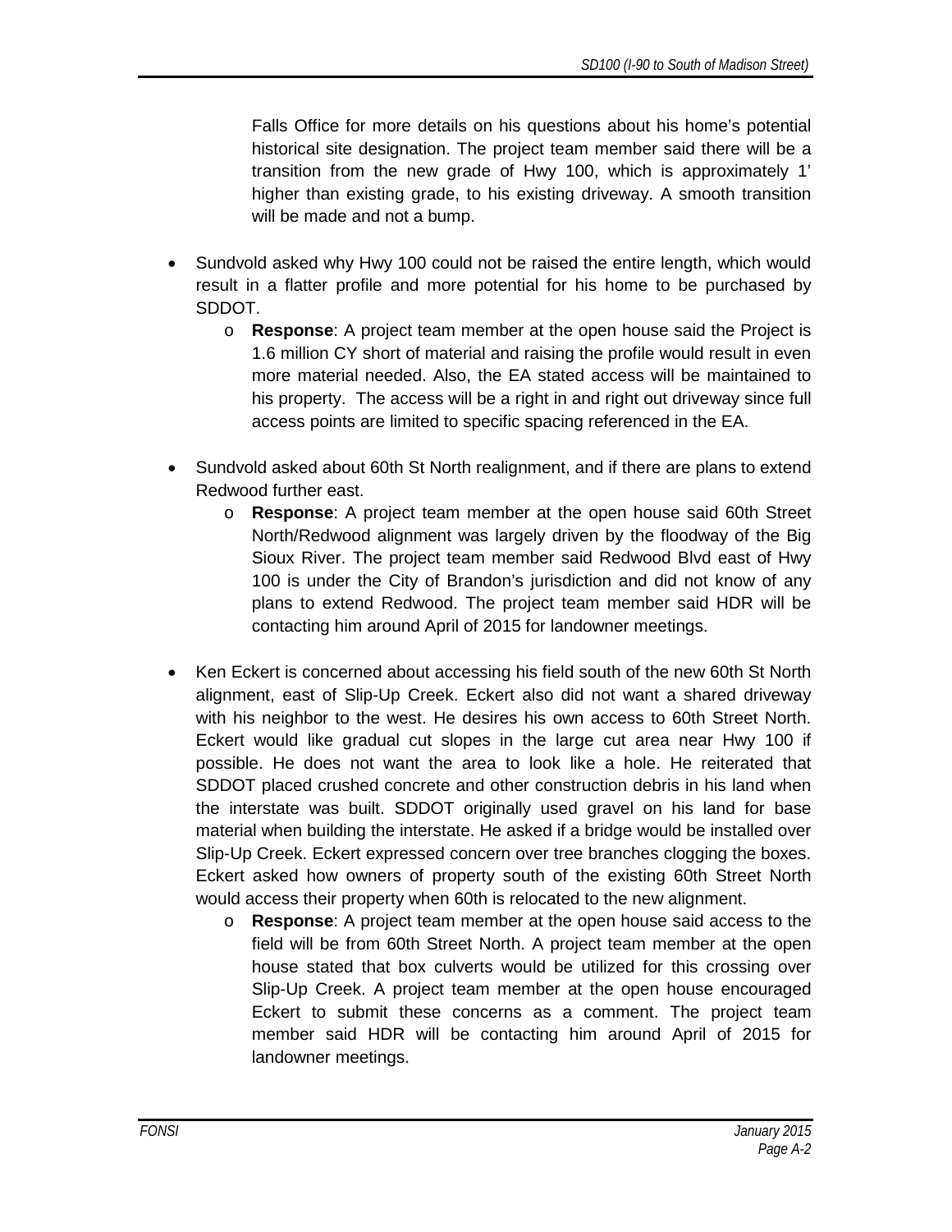Falls Office for more details on his questions about his home's potential historical site designation. The project team member said there will be a transition from the new grade of Hwy 100, which is approximately 1' higher than existing grade, to his existing driveway. A smooth transition will be made and not a bump.

- Sundvold asked why Hwy 100 could not be raised the entire length, which would result in a flatter profile and more potential for his home to be purchased by SDDOT.
  - **Response**: A project team member at the open house said the Project is 1.6 million CY short of material and raising the profile would result in even more material needed. Also, the EA stated access will be maintained to his property. The access will be a right in and right out driveway since full access points are limited to specific spacing referenced in the EA.

- Sundvold asked about 60th St North realignment, and if there are plans to extend Redwood further east.
  - **Response**: A project team member at the open house said 60th Street North/Redwood alignment was largely driven by the floodway of the Big Sioux River. The project team member said Redwood Blvd east of Hwy 100 is under the City of Brandon's jurisdiction and did not know of any plans to extend Redwood. The project team member said HDR will be contacting him around April of 2015 for landowner meetings.

- Ken Eckert is concerned about accessing his field south of the new 60th St North alignment, east of Slip-Up Creek. Eckert also did not want a shared driveway with his neighbor to the west. He desires his own access to 60th Street North. Eckert would like gradual cut slopes in the large cut area near Hwy 100 if possible. He does not want the area to look like a hole. He reiterated that SDDOT placed crushed concrete and other construction debris in his land when the interstate was built. SDDOT originally used gravel on his land for base material when building the interstate. He asked if a bridge would be installed over Slip-Up Creek. Eckert expressed concern over tree branches clogging the boxes. Eckert asked how owners of property south of the existing 60th Street North would access their property when 60th is relocated to the new alignment.
  - **Response**: A project team member at the open house said access to the field will be from 60th Street North. A project team member at the open house stated that box culverts would be utilized for this crossing over Slip-Up Creek. A project team member at the open house encouraged Eckert to submit these concerns as a comment. The project team member said HDR will be contacting him around April of 2015 for landowner meetings.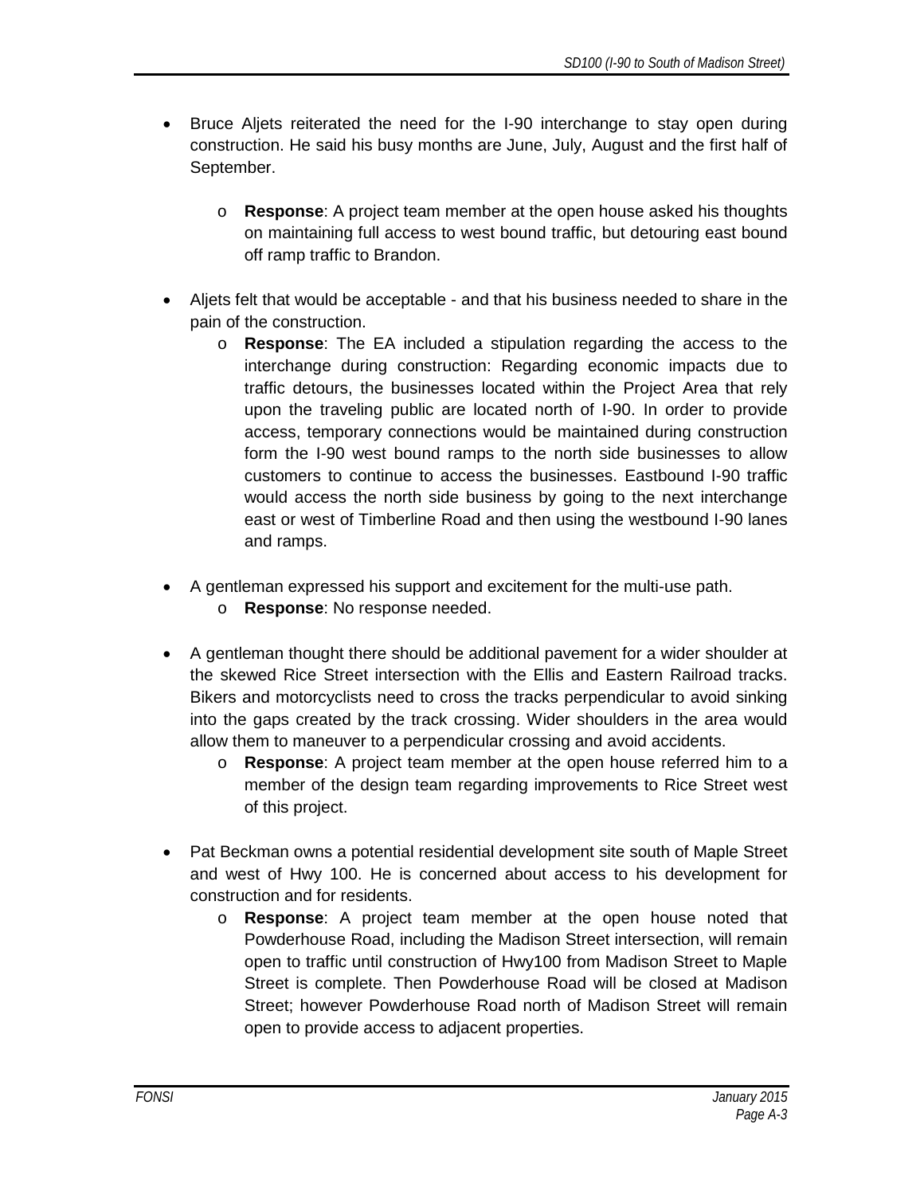- Bruce Aljets reiterated the need for the I-90 interchange to stay open during construction. He said his busy months are June, July, August and the first half of September.
    - **Response**: A project team member at the open house asked his thoughts on maintaining full access to west bound traffic, but detouring east bound off ramp traffic to Brandon.

- Aljets felt that would be acceptable - and that his business needed to share in the pain of the construction.
    - **Response**: The EA included a stipulation regarding the access to the interchange during construction: Regarding economic impacts due to traffic detours, the businesses located within the Project Area that rely upon the traveling public are located north of I-90. In order to provide access, temporary connections would be maintained during construction form the I-90 west bound ramps to the north side businesses to allow customers to continue to access the businesses. Eastbound I-90 traffic would access the north side business by going to the next interchange east or west of Timberline Road and then using the westbound I-90 lanes and ramps.

- A gentleman expressed his support and excitement for the multi-use path.
    - **Response**: No response needed.

- A gentleman thought there should be additional pavement for a wider shoulder at the skewed Rice Street intersection with the Ellis and Eastern Railroad tracks. Bikers and motorcyclists need to cross the tracks perpendicular to avoid sinking into the gaps created by the track crossing. Wider shoulders in the area would allow them to maneuver to a perpendicular crossing and avoid accidents.
    - **Response**: A project team member at the open house referred him to a member of the design team regarding improvements to Rice Street west of this project.

- Pat Beckman owns a potential residential development site south of Maple Street and west of Hwy 100. He is concerned about access to his development for construction and for residents.
    - **Response**: A project team member at the open house noted that Powderhouse Road, including the Madison Street intersection, will remain open to traffic until construction of Hwy100 from Madison Street to Maple Street is complete. Then Powderhouse Road will be closed at Madison Street; however Powderhouse Road north of Madison Street will remain open to provide access to adjacent properties.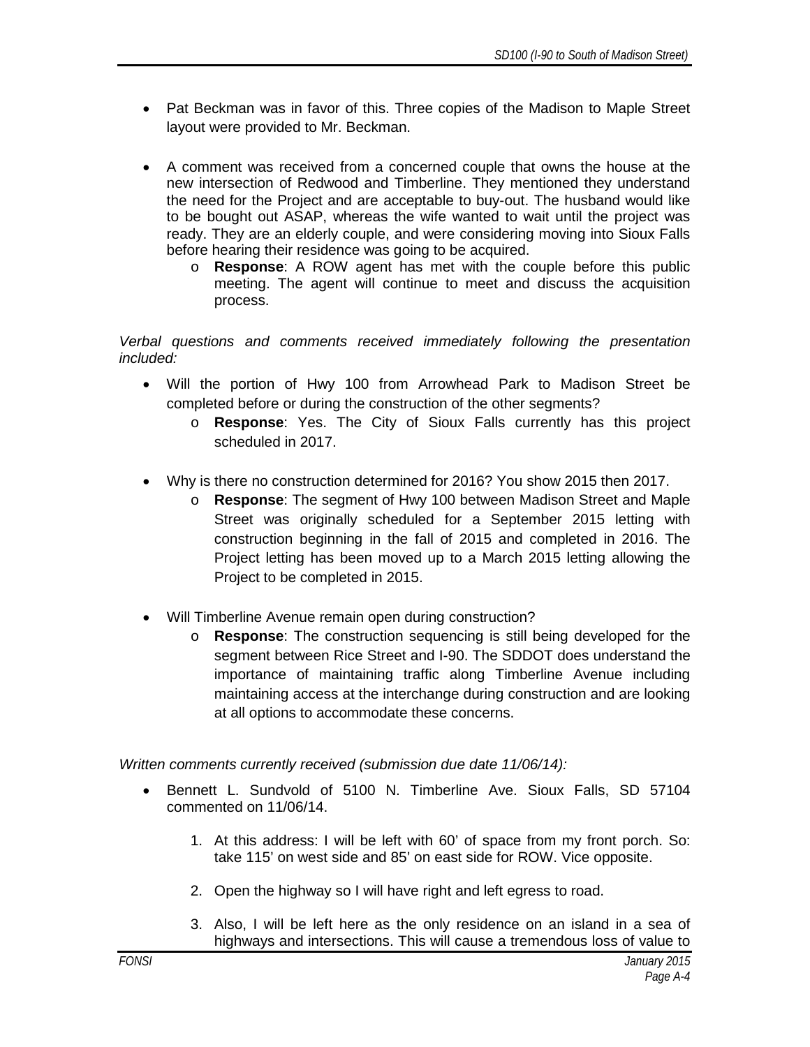- Pat Beckman was in favor of this. Three copies of the Madison to Maple Street layout were provided to Mr. Beckman.

- A comment was received from a concerned couple that owns the house at the new intersection of Redwood and Timberline. They mentioned they understand the need for the Project and are acceptable to buy-out. The husband would like to be bought out ASAP, whereas the wife wanted to wait until the project was ready. They are an elderly couple, and were considering moving into Sioux Falls before hearing their residence was going to be acquired.
  - **Response**: A ROW agent has met with the couple before this public meeting. The agent will continue to meet and discuss the acquisition process.

*Verbal questions and comments received immediately following the presentation included:*

- Will the portion of Hwy 100 from Arrowhead Park to Madison Street be completed before or during the construction of the other segments?
  - **Response**: Yes. The City of Sioux Falls currently has this project scheduled in 2017.

- Why is there no construction determined for 2016? You show 2015 then 2017.
  - **Response**: The segment of Hwy 100 between Madison Street and Maple Street was originally scheduled for a September 2015 letting with construction beginning in the fall of 2015 and completed in 2016. The Project letting has been moved up to a March 2015 letting allowing the Project to be completed in 2015.

- Will Timberline Avenue remain open during construction?
  - **Response**: The construction sequencing is still being developed for the segment between Rice Street and I-90. The SDDOT does understand the importance of maintaining traffic along Timberline Avenue including maintaining access at the interchange during construction and are looking at all options to accommodate these concerns.

*Written comments currently received (submission due date 11/06/14):*

- Bennett L. Sundvold of 5100 N. Timberline Ave. Sioux Falls, SD 57104 commented on 11/06/14.

  1. At this address: I will be left with 60' of space from my front porch. So: take 115' on west side and 85' on east side for ROW. Vice opposite.

  2. Open the highway so I will have right and left egress to road.

  3. Also, I will be left here as the only residence on an island in a sea of highways and intersections. This will cause a tremendous loss of value to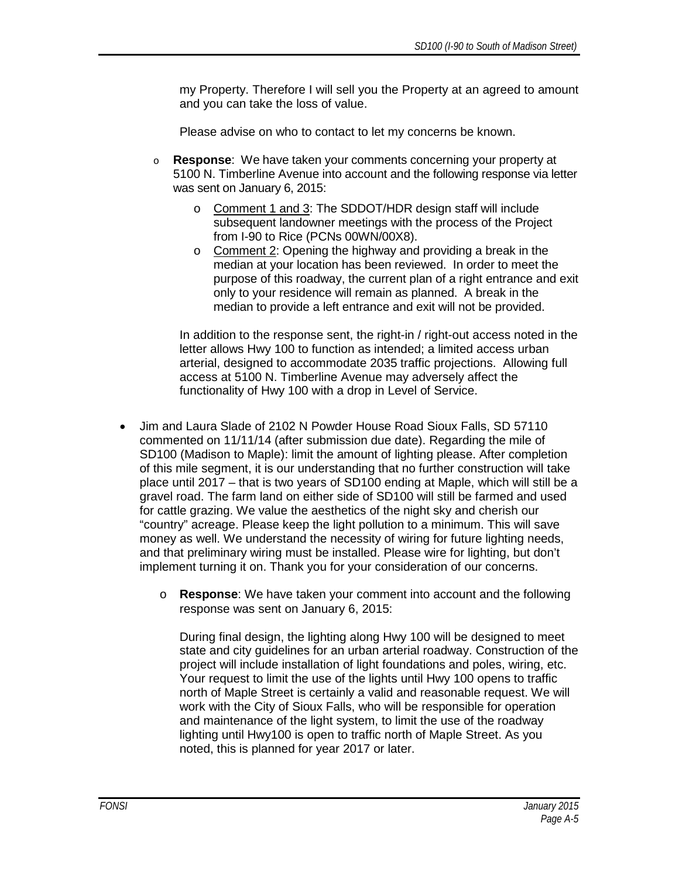my Property. Therefore I will sell you the Property at an agreed to amount and you can take the loss of value.

Please advise on who to contact to let my concerns be known.

- **Response**: We have taken your comments concerning your property at 5100 N. Timberline Avenue into account and the following response via letter was sent on January 6, 2015:
  - Comment 1 and 3: The SDDOT/HDR design staff will include subsequent landowner meetings with the process of the Project from I-90 to Rice (PCNs 00WN/00X8).
  - Comment 2: Opening the highway and providing a break in the median at your location has been reviewed. In order to meet the purpose of this roadway, the current plan of a right entrance and exit only to your residence will remain as planned. A break in the median to provide a left entrance and exit will not be provided.

  In addition to the response sent, the right-in / right-out access noted in the letter allows Hwy 100 to function as intended; a limited access urban arterial, designed to accommodate 2035 traffic projections. Allowing full access at 5100 N. Timberline Avenue may adversely affect the functionality of Hwy 100 with a drop in Level of Service.

- Jim and Laura Slade of 2102 N Powder House Road Sioux Falls, SD 57110 commented on 11/11/14 (after submission due date). Regarding the mile of SD100 (Madison to Maple): limit the amount of lighting please. After completion of this mile segment, it is our understanding that no further construction will take place until 2017 – that is two years of SD100 ending at Maple, which will still be a gravel road. The farm land on either side of SD100 will still be farmed and used for cattle grazing. We value the aesthetics of the night sky and cherish our "country" acreage. Please keep the light pollution to a minimum. This will save money as well. We understand the necessity of wiring for future lighting needs, and that preliminary wiring must be installed. Please wire for lighting, but don't implement turning it on. Thank you for your consideration of our concerns.
  - **Response**: We have taken your comment into account and the following response was sent on January 6, 2015:

    During final design, the lighting along Hwy 100 will be designed to meet state and city guidelines for an urban arterial roadway. Construction of the project will include installation of light foundations and poles, wiring, etc. Your request to limit the use of the lights until Hwy 100 opens to traffic north of Maple Street is certainly a valid and reasonable request. We will work with the City of Sioux Falls, who will be responsible for operation and maintenance of the light system, to limit the use of the roadway lighting until Hwy100 is open to traffic north of Maple Street. As you noted, this is planned for year 2017 or later.